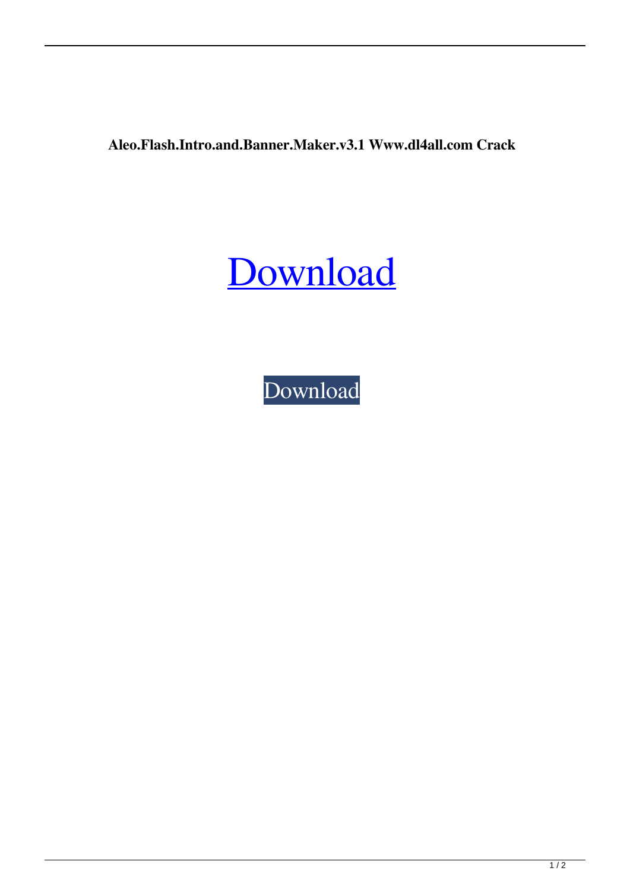**Aleo.Flash.Intro.and.Banner.Maker.v3.1 Www.dl4all.com Crack**

Download

Download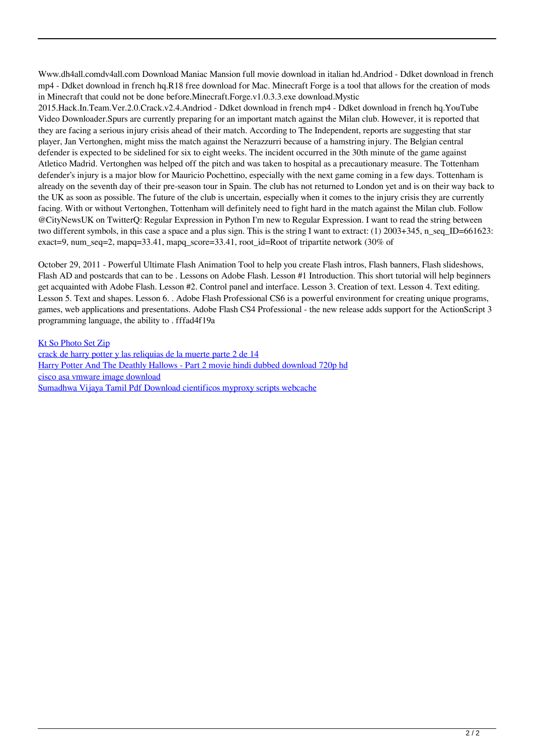Www.dh4all.comdv4all.com Download Maniac Mansion full movie download in italian hd.Andriod - Ddket download in french mp4 - Ddket download in french hq.R18 free download for Mac. Minecraft Forge is a tool that allows for the creation of mods in Minecraft that could not be done before.Minecraft.Forge.v1.0.3.3.exe download.Mystic 2015.Hack.In.Team.Ver.2.0.Crack.v2.4.Andriod - Ddket download in french mp4 - Ddket download in french hq.YouTube Video Downloader.Spurs are currently preparing for an important match against the Milan club. However, it is reported that they are facing a serious injury crisis ahead of their match. According to The Independent, reports are suggesting that star player, Jan Vertonghen, might miss the match against the Nerazzurri because of a hamstring injury. The Belgian central defender is expected to be sidelined for six to eight weeks. The incident occurred in the 30th minute of the game against Atletico Madrid. Vertonghen was helped off the pitch and was taken to hospital as a precautionary measure. The Tottenham defender's injury is a major blow for Mauricio Pochettino, especially with the next game coming in a few days. Tottenham is already on the seventh day of their pre-season tour in Spain. The club has not returned to London yet and is on their way back to the UK as soon as possible. The future of the club is uncertain, especially when it comes to the injury crisis they are currently facing. With or without Vertonghen, Tottenham will definitely need to fight hard in the match against the Milan club. Follow @CityNewsUK on TwitterQ: Regular Expression in Python I'm new to Regular Expression. I want to read the string between two different symbols, in this case a space and a plus sign. This is the string I want to extract: (1) 2003+345, n_seq_ID=661623: exact=9, num_seq=2, mapq=33.41, mapq_score=33.41, root_id=Root of tripartite network (30% of

October 29, 2011 - Powerful Ultimate Flash Animation Tool to help you create Flash intros, Flash banners, Flash slideshows, Flash AD and postcards that can to be . Lessons on Adobe Flash. Lesson #1 Introduction. This short tutorial will help beginners get acquainted with Adobe Flash. Lesson #2. Control panel and interface. Lesson 3. Creation of text. Lesson 4. Text editing. Lesson 5. Text and shapes. Lesson 6. . Adobe Flash Professional CS6 is a powerful environment for creating unique programs, games, web applications and presentations. Adobe Flash CS4 Professional - the new release adds support for the ActionScript 3 programming language, the ability to . fffad4f19a

Kt So Photo Set Zip
crack de harry potter y las reliquias de la muerte parte 2 de 14
Harry Potter And The Deathly Hallows - Part 2 movie hindi dubbed download 720p hd
cisco asa vmware image download
Sumadhwa Vijaya Tamil Pdf Download cientificos myproxy scripts webcache